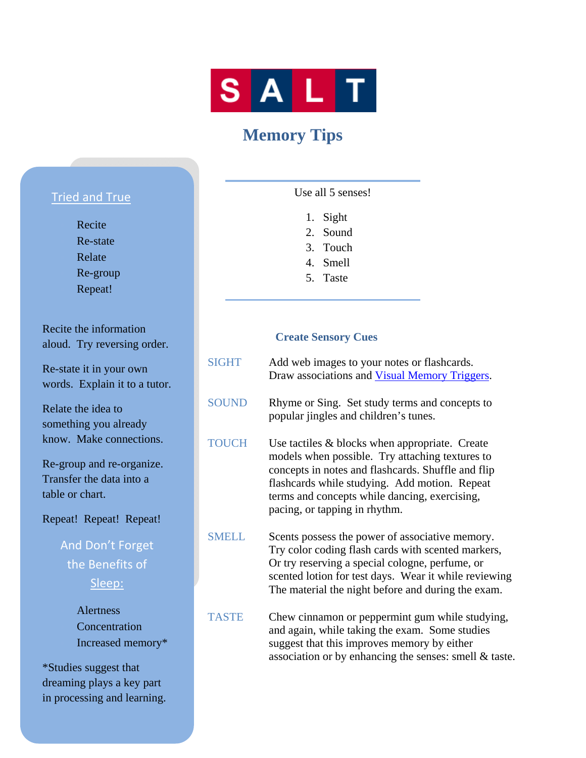# SALT

## Memory Tips

### Tried and True

Recite
Re-state
Relate
Re-group
Repeat!

Recite the information aloud. Try reversing order.

Re-state it in your own words. Explain it to a tutor.

Relate the idea to something you already know. Make connections.

Re-group and re-organize. Transfer the data into a table or chart.

Repeat! Repeat! Repeat!

### And Don't Forget the Benefits of Sleep:

Alertness
Concentration
Increased memory*

*Studies suggest that dreaming plays a key part in processing and learning.

---

Use all 5 senses!

1. Sight
2. Sound
3. Touch
4. Smell
5. Taste

---

### Create Sensory Cues

**SIGHT** — Add web images to your notes or flashcards. Draw associations and Visual Memory Triggers.

**SOUND** — Rhyme or Sing. Set study terms and concepts to popular jingles and children's tunes.

**TOUCH** — Use tactiles & blocks when appropriate. Create models when possible. Try attaching textures to concepts in notes and flashcards. Shuffle and flip flashcards while studying. Add motion. Repeat terms and concepts while dancing, exercising, pacing, or tapping in rhythm.

**SMELL** — Scents possess the power of associative memory. Try color coding flash cards with scented markers, Or try reserving a special cologne, perfume, or scented lotion for test days. Wear it while reviewing The material the night before and during the exam.

**TASTE** — Chew cinnamon or peppermint gum while studying, and again, while taking the exam. Some studies suggest that this improves memory by either association or by enhancing the senses: smell & taste.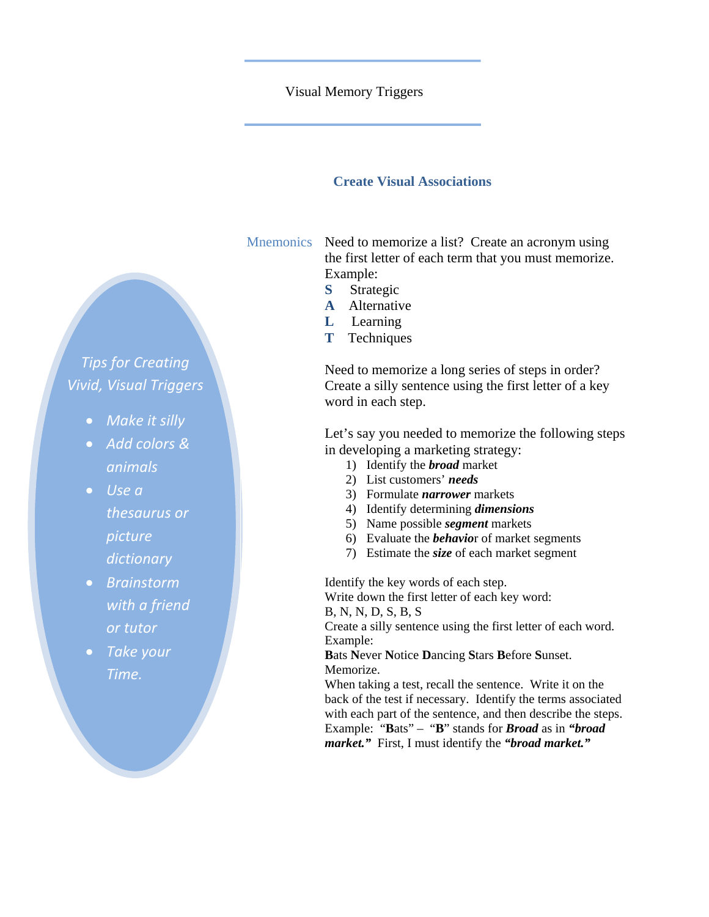# Visual Memory Triggers

## Create Visual Associations

### Mnemonics

Need to memorize a list? Create an acronym using the first letter of each term that you must memorize.
Example:

**S** Strategic
**A** Alternative
**L** Learning
**T** Techniques

Need to memorize a long series of steps in order? Create a silly sentence using the first letter of a key word in each step.

Let's say you needed to memorize the following steps in developing a marketing strategy:

1) Identify the ***broad*** market
2) List customers' ***needs***
3) Formulate ***narrower*** markets
4) Identify determining ***dimensions***
5) Name possible ***segment*** markets
6) Evaluate the ***behavio***r of market segments
7) Estimate the ***size*** of each market segment

Identify the key words of each step.
Write down the first letter of each key word:
B, N, N, D, S, B, S
Create a silly sentence using the first letter of each word.
Example:
**B**ats **N**ever **N**otice **D**ancing **S**tars **B**efore **S**unset.
Memorize.
When taking a test, recall the sentence. Write it on the back of the test if necessary. Identify the terms associated with each part of the sentence, and then describe the steps.
Example: "**B**ats" – "**B**" stands for ***Broad*** as in ***"broad market."*** First, I must identify the ***"broad market."***

*Tips for Creating Vivid, Visual Triggers*

- *Make it silly*
- *Add colors & animals*
- *Use a thesaurus or picture dictionary*
- *Brainstorm with a friend or tutor*
- *Take your Time.*